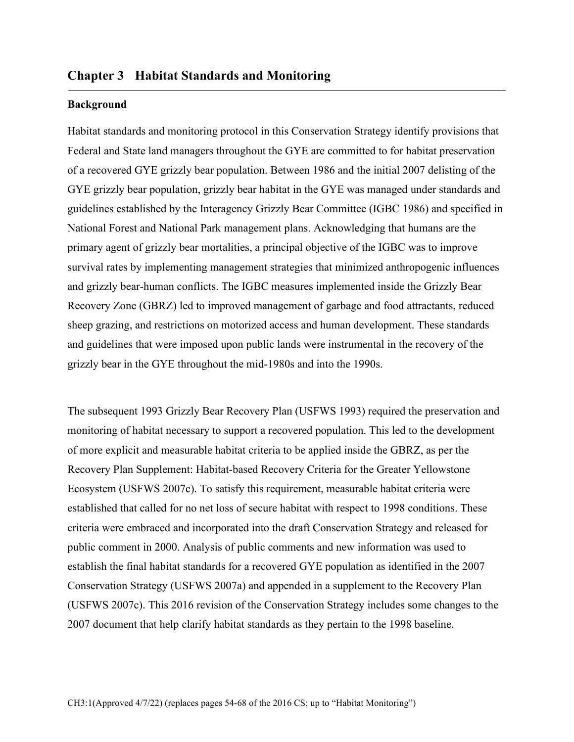# Chapter 3 Habitat Standards and Monitoring

## Background

Habitat standards and monitoring protocol in this Conservation Strategy identify provisions that Federal and State land managers throughout the GYE are committed to for habitat preservation of a recovered GYE grizzly bear population. Between 1986 and the initial 2007 delisting of the GYE grizzly bear population, grizzly bear habitat in the GYE was managed under standards and guidelines established by the Interagency Grizzly Bear Committee (IGBC 1986) and specified in National Forest and National Park management plans. Acknowledging that humans are the primary agent of grizzly bear mortalities, a principal objective of the IGBC was to improve survival rates by implementing management strategies that minimized anthropogenic influences and grizzly bear-human conflicts. The IGBC measures implemented inside the Grizzly Bear Recovery Zone (GBRZ) led to improved management of garbage and food attractants, reduced sheep grazing, and restrictions on motorized access and human development. These standards and guidelines that were imposed upon public lands were instrumental in the recovery of the grizzly bear in the GYE throughout the mid-1980s and into the 1990s.

The subsequent 1993 Grizzly Bear Recovery Plan (USFWS 1993) required the preservation and monitoring of habitat necessary to support a recovered population. This led to the development of more explicit and measurable habitat criteria to be applied inside the GBRZ, as per the Recovery Plan Supplement: Habitat-based Recovery Criteria for the Greater Yellowstone Ecosystem (USFWS 2007c). To satisfy this requirement, measurable habitat criteria were established that called for no net loss of secure habitat with respect to 1998 conditions. These criteria were embraced and incorporated into the draft Conservation Strategy and released for public comment in 2000. Analysis of public comments and new information was used to establish the final habitat standards for a recovered GYE population as identified in the 2007 Conservation Strategy (USFWS 2007a) and appended in a supplement to the Recovery Plan (USFWS 2007c). This 2016 revision of the Conservation Strategy includes some changes to the 2007 document that help clarify habitat standards as they pertain to the 1998 baseline.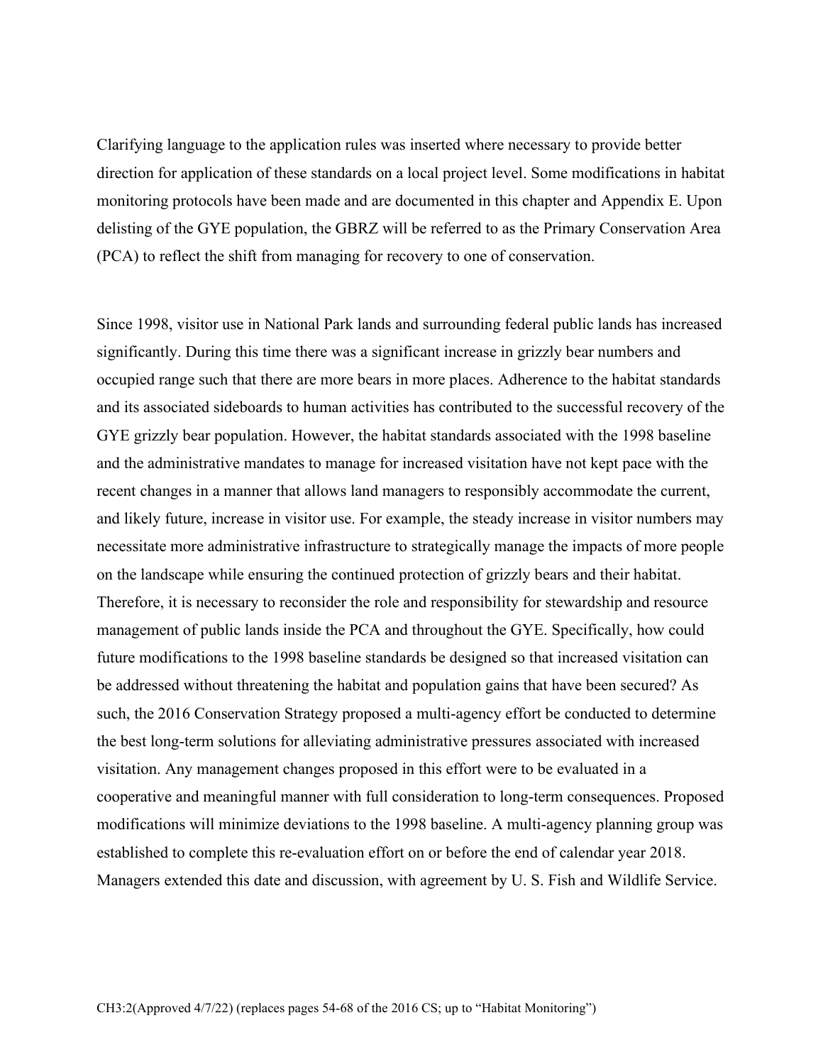Clarifying language to the application rules was inserted where necessary to provide better direction for application of these standards on a local project level. Some modifications in habitat monitoring protocols have been made and are documented in this chapter and Appendix E. Upon delisting of the GYE population, the GBRZ will be referred to as the Primary Conservation Area (PCA) to reflect the shift from managing for recovery to one of conservation.

Since 1998, visitor use in National Park lands and surrounding federal public lands has increased significantly. During this time there was a significant increase in grizzly bear numbers and occupied range such that there are more bears in more places. Adherence to the habitat standards and its associated sideboards to human activities has contributed to the successful recovery of the GYE grizzly bear population. However, the habitat standards associated with the 1998 baseline and the administrative mandates to manage for increased visitation have not kept pace with the recent changes in a manner that allows land managers to responsibly accommodate the current, and likely future, increase in visitor use. For example, the steady increase in visitor numbers may necessitate more administrative infrastructure to strategically manage the impacts of more people on the landscape while ensuring the continued protection of grizzly bears and their habitat. Therefore, it is necessary to reconsider the role and responsibility for stewardship and resource management of public lands inside the PCA and throughout the GYE. Specifically, how could future modifications to the 1998 baseline standards be designed so that increased visitation can be addressed without threatening the habitat and population gains that have been secured? As such, the 2016 Conservation Strategy proposed a multi-agency effort be conducted to determine the best long-term solutions for alleviating administrative pressures associated with increased visitation. Any management changes proposed in this effort were to be evaluated in a cooperative and meaningful manner with full consideration to long-term consequences. Proposed modifications will minimize deviations to the 1998 baseline. A multi-agency planning group was established to complete this re-evaluation effort on or before the end of calendar year 2018. Managers extended this date and discussion, with agreement by U. S. Fish and Wildlife Service.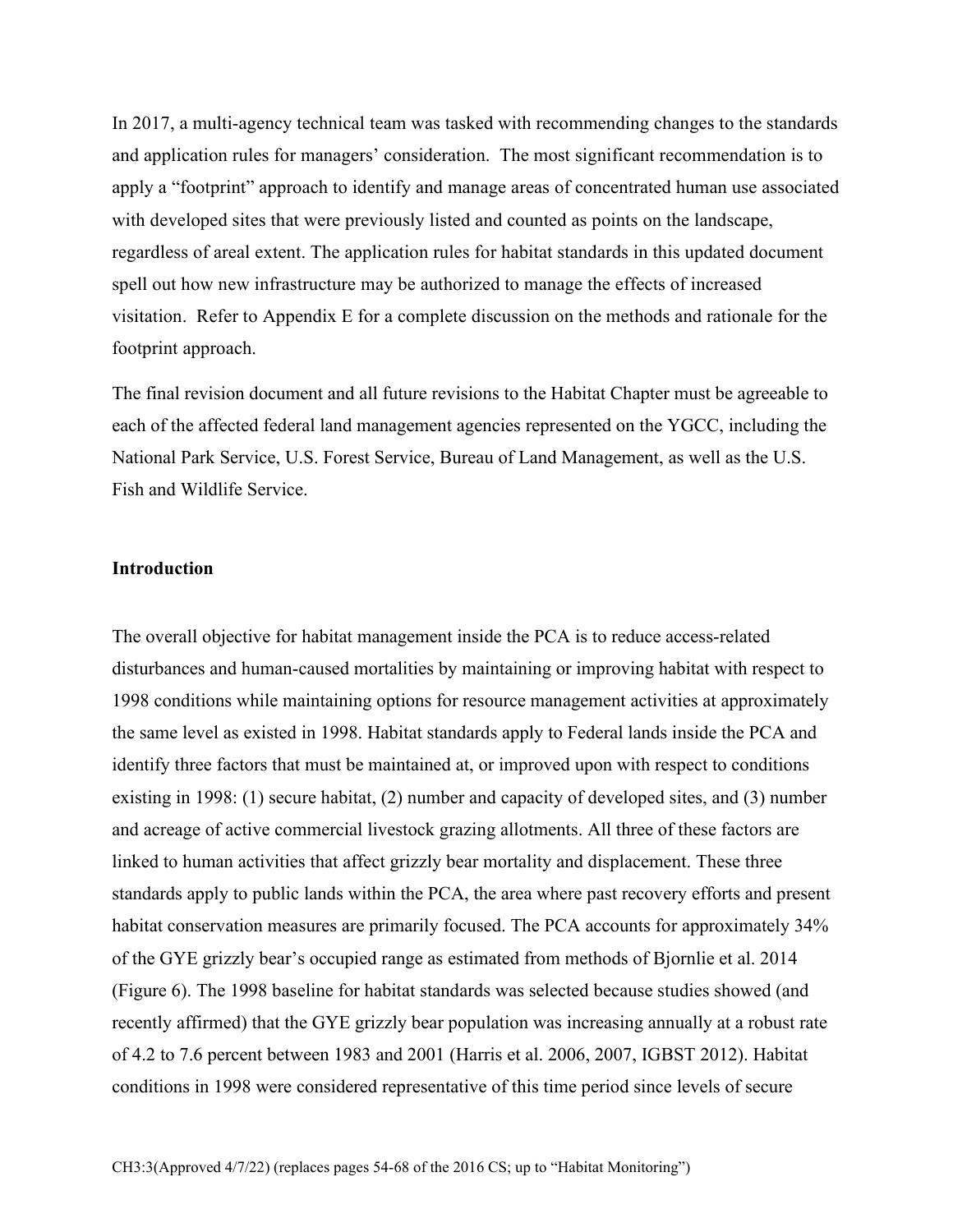In 2017, a multi-agency technical team was tasked with recommending changes to the standards and application rules for managers' consideration. The most significant recommendation is to apply a "footprint" approach to identify and manage areas of concentrated human use associated with developed sites that were previously listed and counted as points on the landscape, regardless of areal extent. The application rules for habitat standards in this updated document spell out how new infrastructure may be authorized to manage the effects of increased visitation. Refer to Appendix E for a complete discussion on the methods and rationale for the footprint approach.

The final revision document and all future revisions to the Habitat Chapter must be agreeable to each of the affected federal land management agencies represented on the YGCC, including the National Park Service, U.S. Forest Service, Bureau of Land Management, as well as the U.S. Fish and Wildlife Service.

**Introduction**

The overall objective for habitat management inside the PCA is to reduce access-related disturbances and human-caused mortalities by maintaining or improving habitat with respect to 1998 conditions while maintaining options for resource management activities at approximately the same level as existed in 1998. Habitat standards apply to Federal lands inside the PCA and identify three factors that must be maintained at, or improved upon with respect to conditions existing in 1998: (1) secure habitat, (2) number and capacity of developed sites, and (3) number and acreage of active commercial livestock grazing allotments. All three of these factors are linked to human activities that affect grizzly bear mortality and displacement. These three standards apply to public lands within the PCA, the area where past recovery efforts and present habitat conservation measures are primarily focused. The PCA accounts for approximately 34% of the GYE grizzly bear's occupied range as estimated from methods of Bjornlie et al. 2014 (Figure 6). The 1998 baseline for habitat standards was selected because studies showed (and recently affirmed) that the GYE grizzly bear population was increasing annually at a robust rate of 4.2 to 7.6 percent between 1983 and 2001 (Harris et al. 2006, 2007, IGBST 2012). Habitat conditions in 1998 were considered representative of this time period since levels of secure

CH3:3(Approved 4/7/22) (replaces pages 54-68 of the 2016 CS; up to "Habitat Monitoring")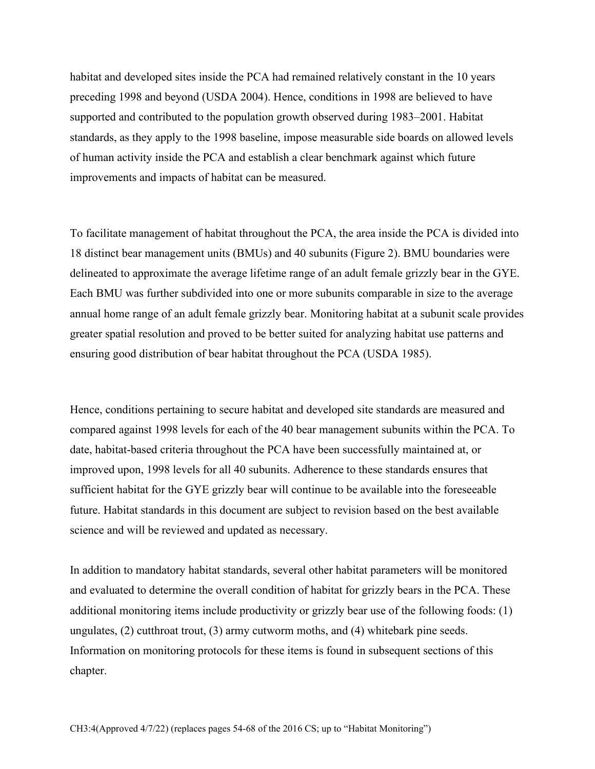habitat and developed sites inside the PCA had remained relatively constant in the 10 years preceding 1998 and beyond (USDA 2004). Hence, conditions in 1998 are believed to have supported and contributed to the population growth observed during 1983–2001. Habitat standards, as they apply to the 1998 baseline, impose measurable side boards on allowed levels of human activity inside the PCA and establish a clear benchmark against which future improvements and impacts of habitat can be measured.

To facilitate management of habitat throughout the PCA, the area inside the PCA is divided into 18 distinct bear management units (BMUs) and 40 subunits (Figure 2). BMU boundaries were delineated to approximate the average lifetime range of an adult female grizzly bear in the GYE. Each BMU was further subdivided into one or more subunits comparable in size to the average annual home range of an adult female grizzly bear. Monitoring habitat at a subunit scale provides greater spatial resolution and proved to be better suited for analyzing habitat use patterns and ensuring good distribution of bear habitat throughout the PCA (USDA 1985).

Hence, conditions pertaining to secure habitat and developed site standards are measured and compared against 1998 levels for each of the 40 bear management subunits within the PCA. To date, habitat-based criteria throughout the PCA have been successfully maintained at, or improved upon, 1998 levels for all 40 subunits. Adherence to these standards ensures that sufficient habitat for the GYE grizzly bear will continue to be available into the foreseeable future. Habitat standards in this document are subject to revision based on the best available science and will be reviewed and updated as necessary.

In addition to mandatory habitat standards, several other habitat parameters will be monitored and evaluated to determine the overall condition of habitat for grizzly bears in the PCA. These additional monitoring items include productivity or grizzly bear use of the following foods: (1) ungulates, (2) cutthroat trout, (3) army cutworm moths, and (4) whitebark pine seeds. Information on monitoring protocols for these items is found in subsequent sections of this chapter.

CH3:4(Approved 4/7/22) (replaces pages 54-68 of the 2016 CS; up to "Habitat Monitoring")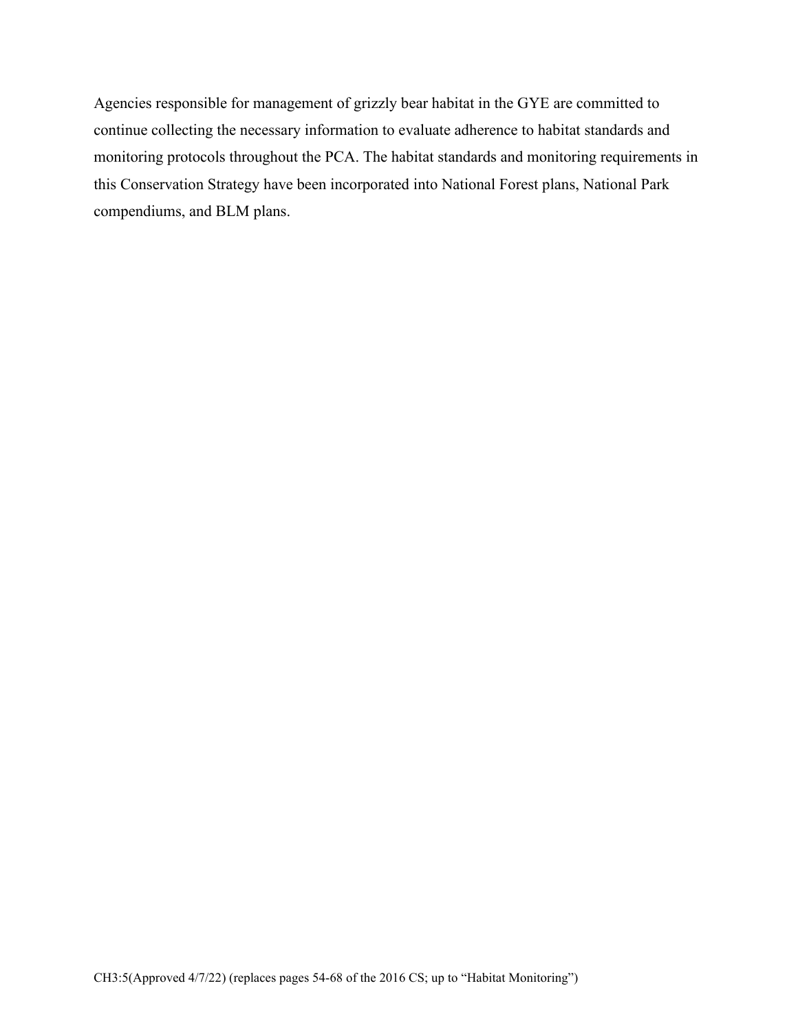Agencies responsible for management of grizzly bear habitat in the GYE are committed to continue collecting the necessary information to evaluate adherence to habitat standards and monitoring protocols throughout the PCA. The habitat standards and monitoring requirements in this Conservation Strategy have been incorporated into National Forest plans, National Park compendiums, and BLM plans.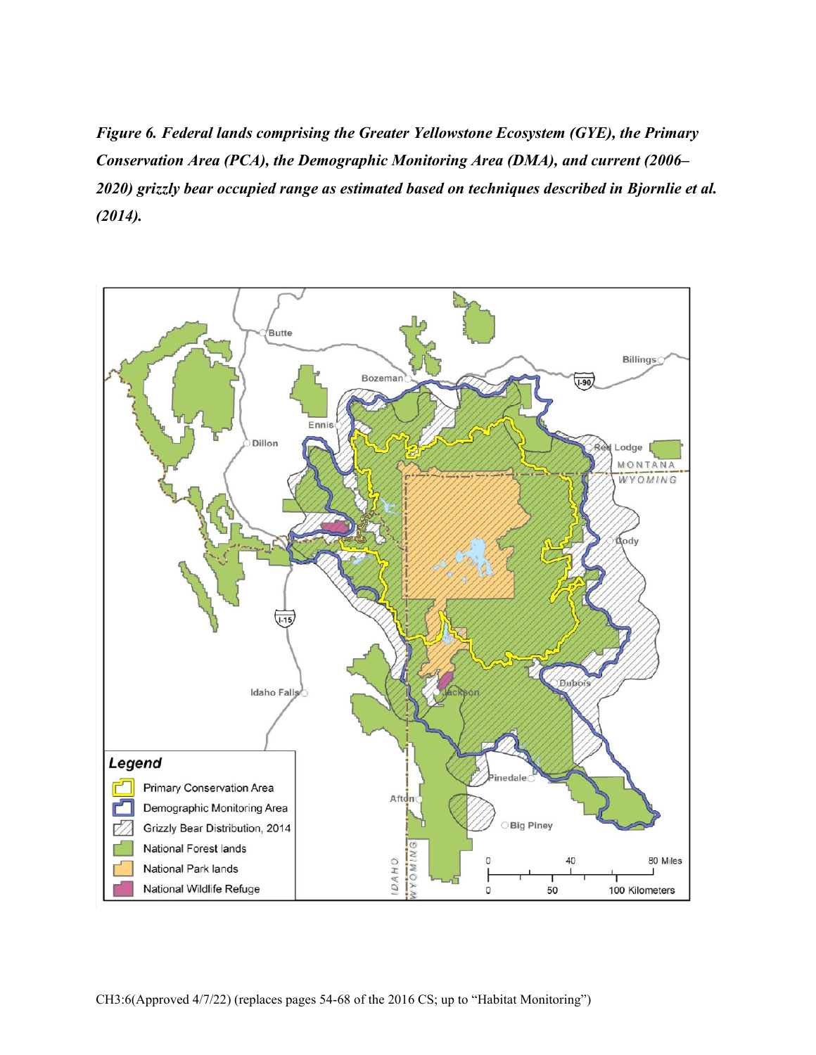***Figure 6. Federal lands comprising the Greater Yellowstone Ecosystem (GYE), the Primary Conservation Area (PCA), the Demographic Monitoring Area (DMA), and current (2006–2020) grizzly bear occupied range as estimated based on techniques described in Bjornlie et al. (2014).***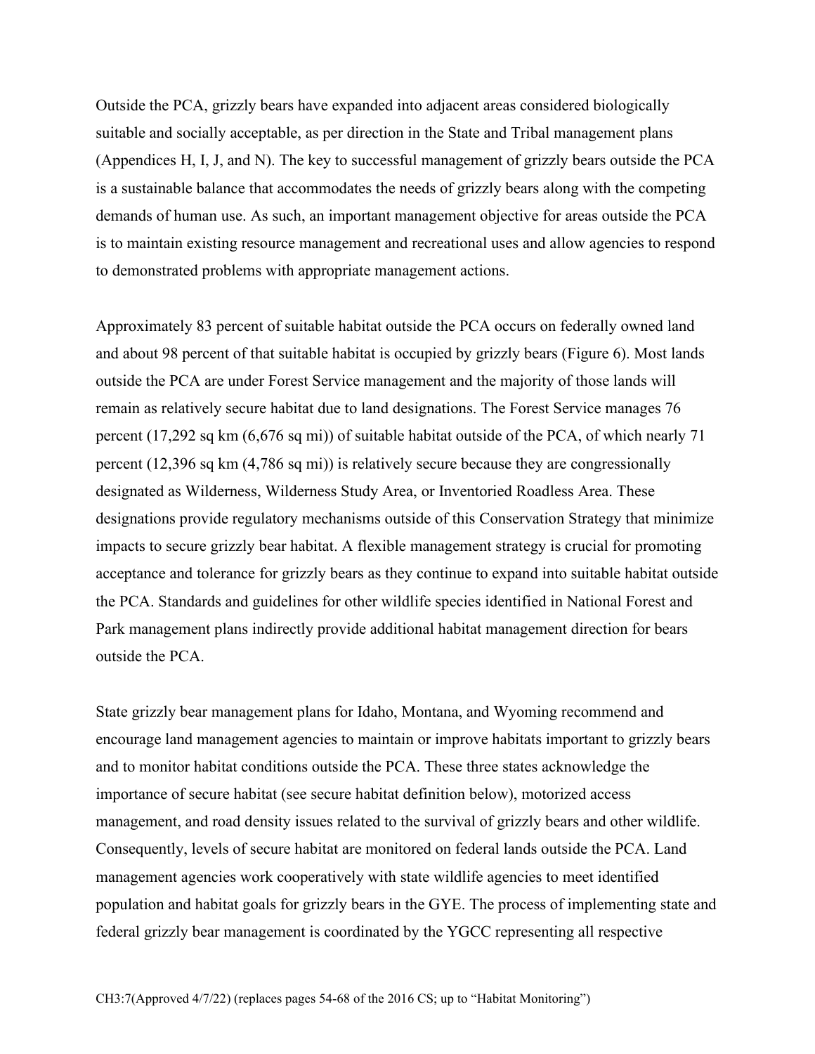Outside the PCA, grizzly bears have expanded into adjacent areas considered biologically suitable and socially acceptable, as per direction in the State and Tribal management plans (Appendices H, I, J, and N). The key to successful management of grizzly bears outside the PCA is a sustainable balance that accommodates the needs of grizzly bears along with the competing demands of human use. As such, an important management objective for areas outside the PCA is to maintain existing resource management and recreational uses and allow agencies to respond to demonstrated problems with appropriate management actions.

Approximately 83 percent of suitable habitat outside the PCA occurs on federally owned land and about 98 percent of that suitable habitat is occupied by grizzly bears (Figure 6). Most lands outside the PCA are under Forest Service management and the majority of those lands will remain as relatively secure habitat due to land designations. The Forest Service manages 76 percent (17,292 sq km (6,676 sq mi)) of suitable habitat outside of the PCA, of which nearly 71 percent (12,396 sq km (4,786 sq mi)) is relatively secure because they are congressionally designated as Wilderness, Wilderness Study Area, or Inventoried Roadless Area. These designations provide regulatory mechanisms outside of this Conservation Strategy that minimize impacts to secure grizzly bear habitat. A flexible management strategy is crucial for promoting acceptance and tolerance for grizzly bears as they continue to expand into suitable habitat outside the PCA. Standards and guidelines for other wildlife species identified in National Forest and Park management plans indirectly provide additional habitat management direction for bears outside the PCA.

State grizzly bear management plans for Idaho, Montana, and Wyoming recommend and encourage land management agencies to maintain or improve habitats important to grizzly bears and to monitor habitat conditions outside the PCA. These three states acknowledge the importance of secure habitat (see secure habitat definition below), motorized access management, and road density issues related to the survival of grizzly bears and other wildlife. Consequently, levels of secure habitat are monitored on federal lands outside the PCA. Land management agencies work cooperatively with state wildlife agencies to meet identified population and habitat goals for grizzly bears in the GYE. The process of implementing state and federal grizzly bear management is coordinated by the YGCC representing all respective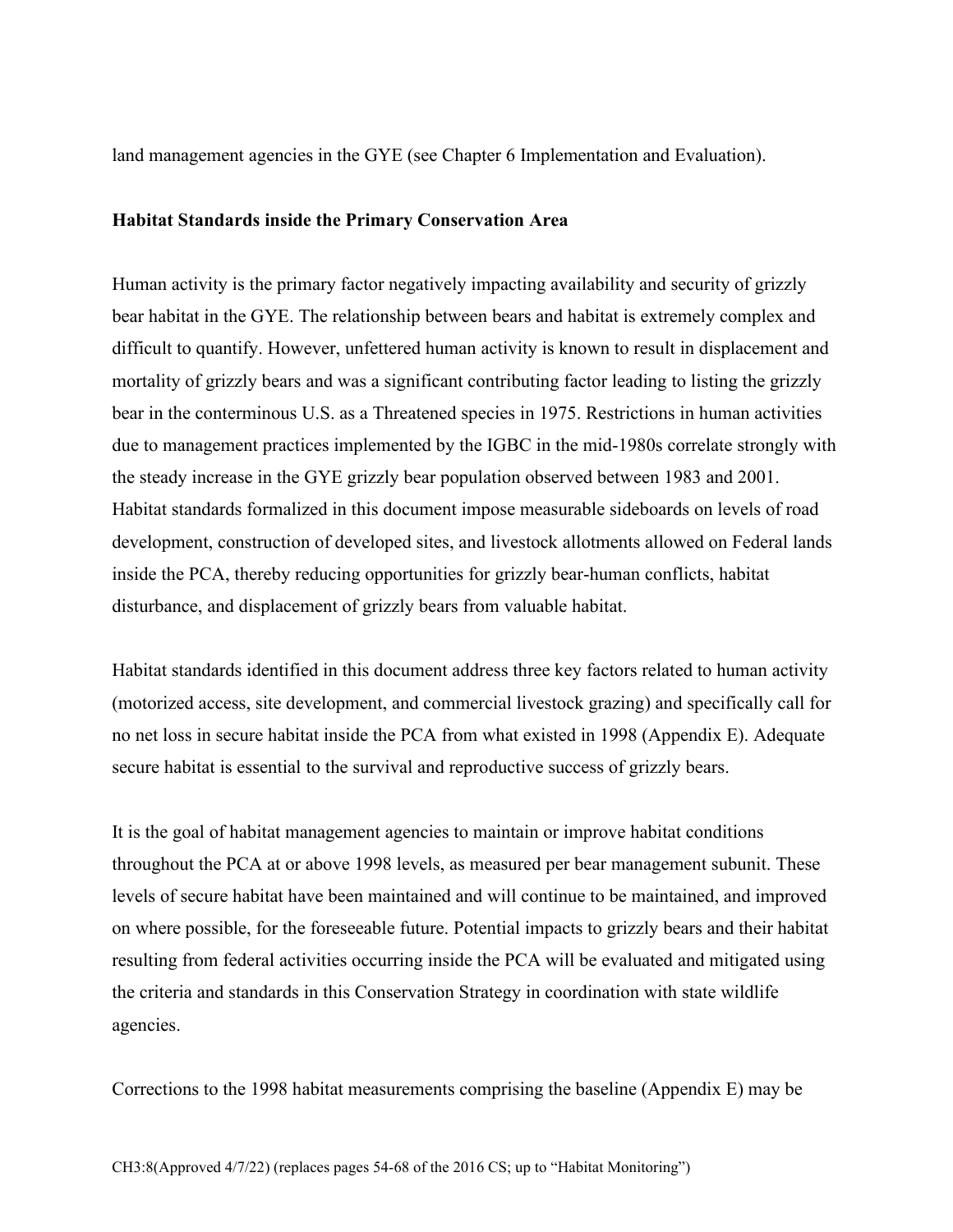land management agencies in the GYE (see Chapter 6 Implementation and Evaluation).

**Habitat Standards inside the Primary Conservation Area**

Human activity is the primary factor negatively impacting availability and security of grizzly bear habitat in the GYE. The relationship between bears and habitat is extremely complex and difficult to quantify. However, unfettered human activity is known to result in displacement and mortality of grizzly bears and was a significant contributing factor leading to listing the grizzly bear in the conterminous U.S. as a Threatened species in 1975. Restrictions in human activities due to management practices implemented by the IGBC in the mid-1980s correlate strongly with the steady increase in the GYE grizzly bear population observed between 1983 and 2001. Habitat standards formalized in this document impose measurable sideboards on levels of road development, construction of developed sites, and livestock allotments allowed on Federal lands inside the PCA, thereby reducing opportunities for grizzly bear-human conflicts, habitat disturbance, and displacement of grizzly bears from valuable habitat.

Habitat standards identified in this document address three key factors related to human activity (motorized access, site development, and commercial livestock grazing) and specifically call for no net loss in secure habitat inside the PCA from what existed in 1998 (Appendix E). Adequate secure habitat is essential to the survival and reproductive success of grizzly bears.

It is the goal of habitat management agencies to maintain or improve habitat conditions throughout the PCA at or above 1998 levels, as measured per bear management subunit. These levels of secure habitat have been maintained and will continue to be maintained, and improved on where possible, for the foreseeable future. Potential impacts to grizzly bears and their habitat resulting from federal activities occurring inside the PCA will be evaluated and mitigated using the criteria and standards in this Conservation Strategy in coordination with state wildlife agencies.

Corrections to the 1998 habitat measurements comprising the baseline (Appendix E) may be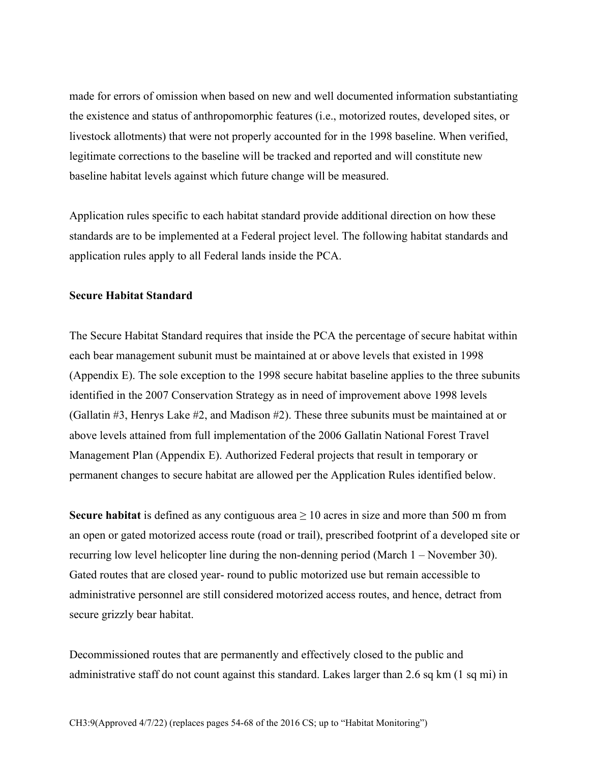made for errors of omission when based on new and well documented information substantiating the existence and status of anthropomorphic features (i.e., motorized routes, developed sites, or livestock allotments) that were not properly accounted for in the 1998 baseline. When verified, legitimate corrections to the baseline will be tracked and reported and will constitute new baseline habitat levels against which future change will be measured.

Application rules specific to each habitat standard provide additional direction on how these standards are to be implemented at a Federal project level. The following habitat standards and application rules apply to all Federal lands inside the PCA.

**Secure Habitat Standard**

The Secure Habitat Standard requires that inside the PCA the percentage of secure habitat within each bear management subunit must be maintained at or above levels that existed in 1998 (Appendix E). The sole exception to the 1998 secure habitat baseline applies to the three subunits identified in the 2007 Conservation Strategy as in need of improvement above 1998 levels (Gallatin #3, Henrys Lake #2, and Madison #2). These three subunits must be maintained at or above levels attained from full implementation of the 2006 Gallatin National Forest Travel Management Plan (Appendix E). Authorized Federal projects that result in temporary or permanent changes to secure habitat are allowed per the Application Rules identified below.

**Secure habitat** is defined as any contiguous area ≥ 10 acres in size and more than 500 m from an open or gated motorized access route (road or trail), prescribed footprint of a developed site or recurring low level helicopter line during the non-denning period (March 1 – November 30). Gated routes that are closed year- round to public motorized use but remain accessible to administrative personnel are still considered motorized access routes, and hence, detract from secure grizzly bear habitat.

Decommissioned routes that are permanently and effectively closed to the public and administrative staff do not count against this standard. Lakes larger than 2.6 sq km (1 sq mi) in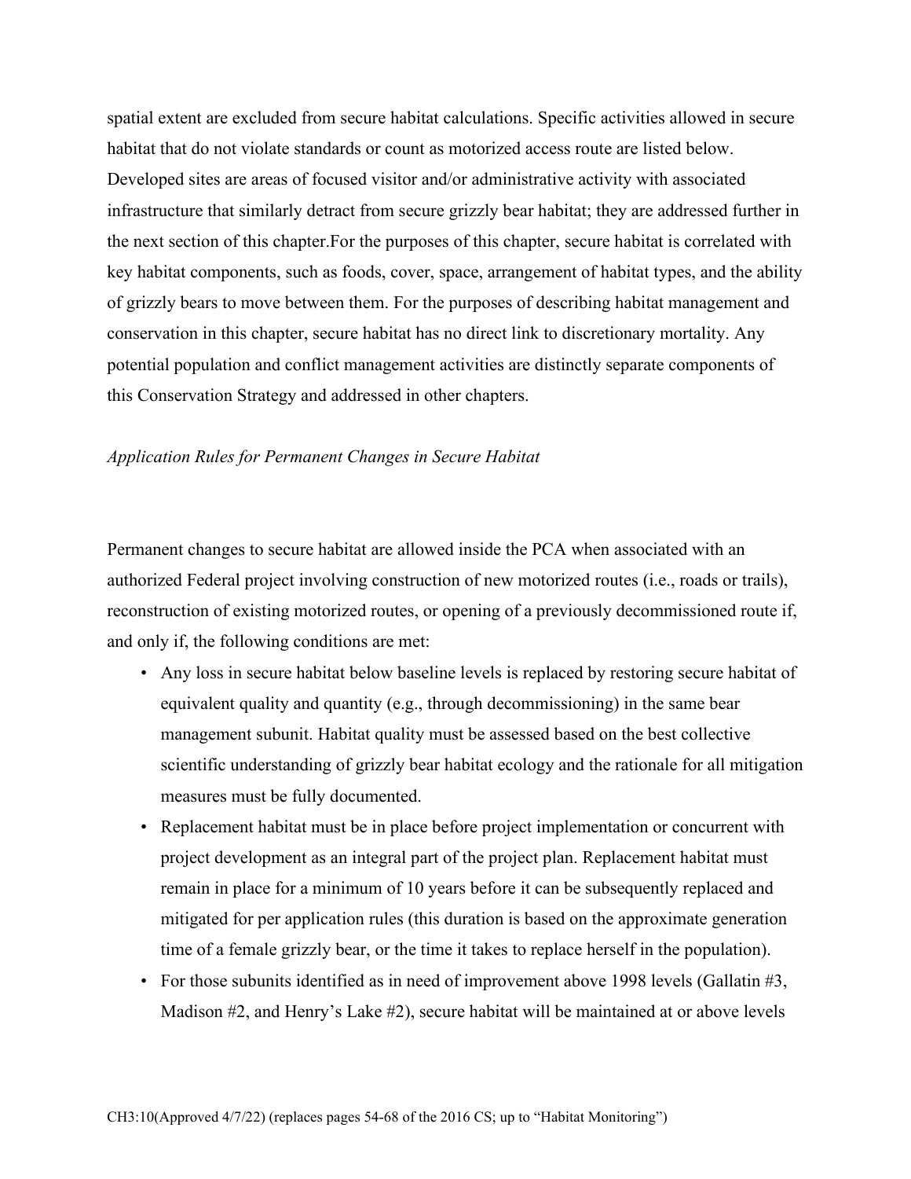spatial extent are excluded from secure habitat calculations. Specific activities allowed in secure habitat that do not violate standards or count as motorized access route are listed below. Developed sites are areas of focused visitor and/or administrative activity with associated infrastructure that similarly detract from secure grizzly bear habitat; they are addressed further in the next section of this chapter.For the purposes of this chapter, secure habitat is correlated with key habitat components, such as foods, cover, space, arrangement of habitat types, and the ability of grizzly bears to move between them. For the purposes of describing habitat management and conservation in this chapter, secure habitat has no direct link to discretionary mortality. Any potential population and conflict management activities are distinctly separate components of this Conservation Strategy and addressed in other chapters.

*Application Rules for Permanent Changes in Secure Habitat*

Permanent changes to secure habitat are allowed inside the PCA when associated with an authorized Federal project involving construction of new motorized routes (i.e., roads or trails), reconstruction of existing motorized routes, or opening of a previously decommissioned route if, and only if, the following conditions are met:

- Any loss in secure habitat below baseline levels is replaced by restoring secure habitat of equivalent quality and quantity (e.g., through decommissioning) in the same bear management subunit. Habitat quality must be assessed based on the best collective scientific understanding of grizzly bear habitat ecology and the rationale for all mitigation measures must be fully documented.
- Replacement habitat must be in place before project implementation or concurrent with project development as an integral part of the project plan. Replacement habitat must remain in place for a minimum of 10 years before it can be subsequently replaced and mitigated for per application rules (this duration is based on the approximate generation time of a female grizzly bear, or the time it takes to replace herself in the population).
- For those subunits identified as in need of improvement above 1998 levels (Gallatin #3, Madison #2, and Henry's Lake #2), secure habitat will be maintained at or above levels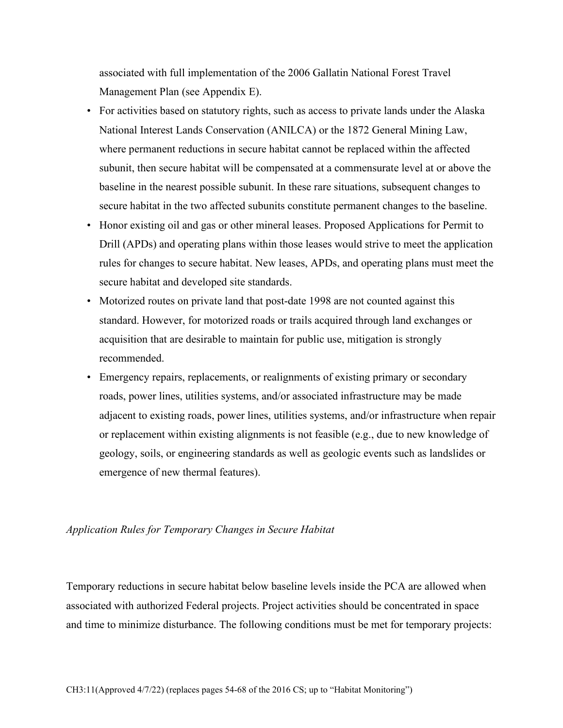associated with full implementation of the 2006 Gallatin National Forest Travel Management Plan (see Appendix E).

- For activities based on statutory rights, such as access to private lands under the Alaska National Interest Lands Conservation (ANILCA) or the 1872 General Mining Law, where permanent reductions in secure habitat cannot be replaced within the affected subunit, then secure habitat will be compensated at a commensurate level at or above the baseline in the nearest possible subunit. In these rare situations, subsequent changes to secure habitat in the two affected subunits constitute permanent changes to the baseline.
- Honor existing oil and gas or other mineral leases. Proposed Applications for Permit to Drill (APDs) and operating plans within those leases would strive to meet the application rules for changes to secure habitat. New leases, APDs, and operating plans must meet the secure habitat and developed site standards.
- Motorized routes on private land that post-date 1998 are not counted against this standard. However, for motorized roads or trails acquired through land exchanges or acquisition that are desirable to maintain for public use, mitigation is strongly recommended.
- Emergency repairs, replacements, or realignments of existing primary or secondary roads, power lines, utilities systems, and/or associated infrastructure may be made adjacent to existing roads, power lines, utilities systems, and/or infrastructure when repair or replacement within existing alignments is not feasible (e.g., due to new knowledge of geology, soils, or engineering standards as well as geologic events such as landslides or emergence of new thermal features).

*Application Rules for Temporary Changes in Secure Habitat*

Temporary reductions in secure habitat below baseline levels inside the PCA are allowed when associated with authorized Federal projects. Project activities should be concentrated in space and time to minimize disturbance. The following conditions must be met for temporary projects:

CH3:11(Approved 4/7/22) (replaces pages 54-68 of the 2016 CS; up to "Habitat Monitoring")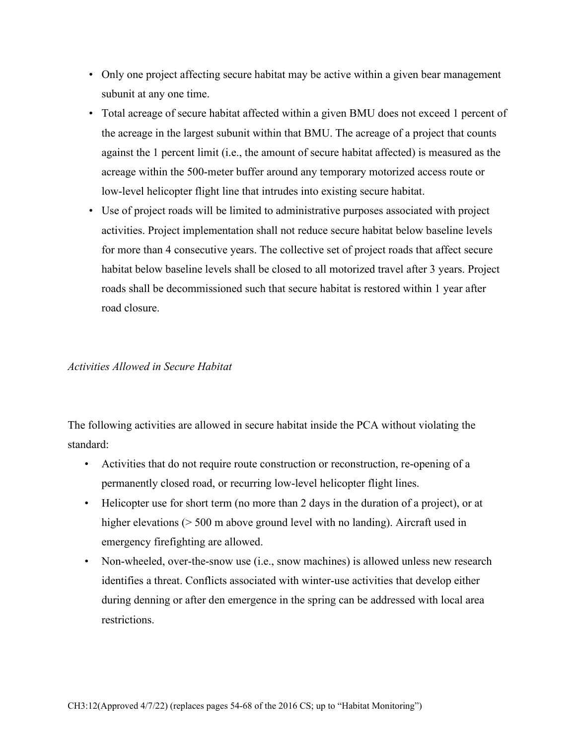- Only one project affecting secure habitat may be active within a given bear management subunit at any one time.
- Total acreage of secure habitat affected within a given BMU does not exceed 1 percent of the acreage in the largest subunit within that BMU. The acreage of a project that counts against the 1 percent limit (i.e., the amount of secure habitat affected) is measured as the acreage within the 500-meter buffer around any temporary motorized access route or low-level helicopter flight line that intrudes into existing secure habitat.
- Use of project roads will be limited to administrative purposes associated with project activities. Project implementation shall not reduce secure habitat below baseline levels for more than 4 consecutive years. The collective set of project roads that affect secure habitat below baseline levels shall be closed to all motorized travel after 3 years. Project roads shall be decommissioned such that secure habitat is restored within 1 year after road closure.

*Activities Allowed in Secure Habitat*

The following activities are allowed in secure habitat inside the PCA without violating the standard:

- Activities that do not require route construction or reconstruction, re-opening of a permanently closed road, or recurring low-level helicopter flight lines.
- Helicopter use for short term (no more than 2 days in the duration of a project), or at higher elevations (> 500 m above ground level with no landing). Aircraft used in emergency firefighting are allowed.
- Non-wheeled, over-the-snow use (i.e., snow machines) is allowed unless new research identifies a threat. Conflicts associated with winter-use activities that develop either during denning or after den emergence in the spring can be addressed with local area restrictions.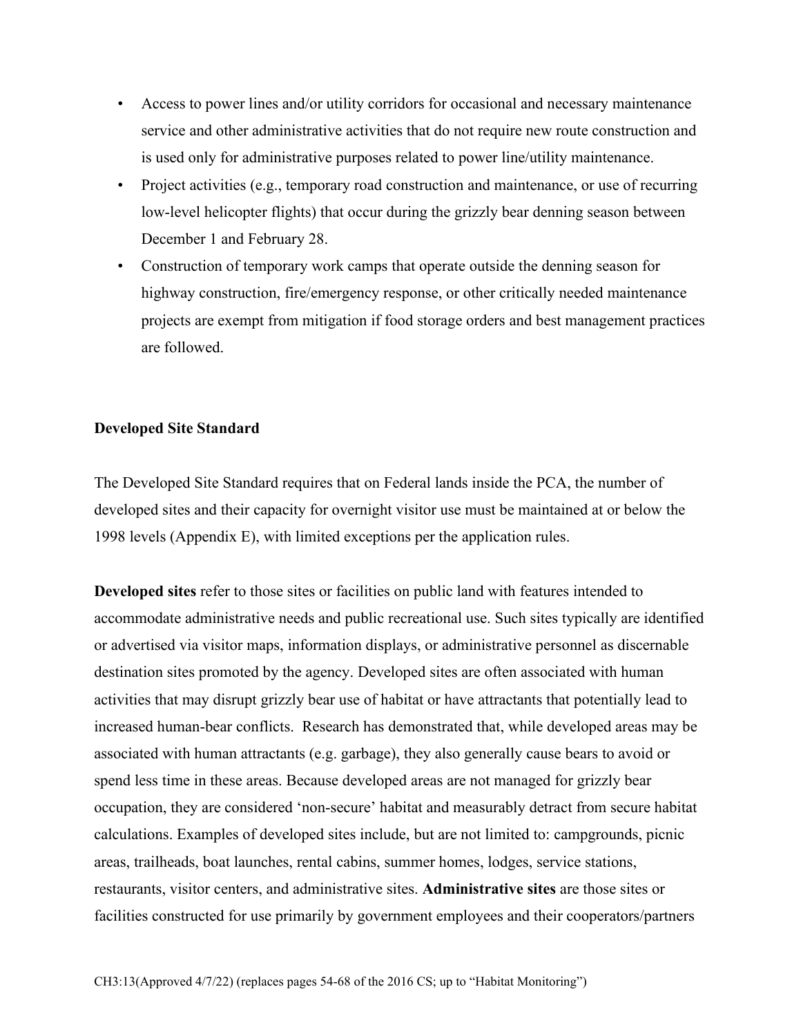- Access to power lines and/or utility corridors for occasional and necessary maintenance service and other administrative activities that do not require new route construction and is used only for administrative purposes related to power line/utility maintenance.
- Project activities (e.g., temporary road construction and maintenance, or use of recurring low-level helicopter flights) that occur during the grizzly bear denning season between December 1 and February 28.
- Construction of temporary work camps that operate outside the denning season for highway construction, fire/emergency response, or other critically needed maintenance projects are exempt from mitigation if food storage orders and best management practices are followed.

**Developed Site Standard**

The Developed Site Standard requires that on Federal lands inside the PCA, the number of developed sites and their capacity for overnight visitor use must be maintained at or below the 1998 levels (Appendix E), with limited exceptions per the application rules.

**Developed sites** refer to those sites or facilities on public land with features intended to accommodate administrative needs and public recreational use. Such sites typically are identified or advertised via visitor maps, information displays, or administrative personnel as discernable destination sites promoted by the agency. Developed sites are often associated with human activities that may disrupt grizzly bear use of habitat or have attractants that potentially lead to increased human-bear conflicts. Research has demonstrated that, while developed areas may be associated with human attractants (e.g. garbage), they also generally cause bears to avoid or spend less time in these areas. Because developed areas are not managed for grizzly bear occupation, they are considered 'non-secure' habitat and measurably detract from secure habitat calculations. Examples of developed sites include, but are not limited to: campgrounds, picnic areas, trailheads, boat launches, rental cabins, summer homes, lodges, service stations, restaurants, visitor centers, and administrative sites. **Administrative sites** are those sites or facilities constructed for use primarily by government employees and their cooperators/partners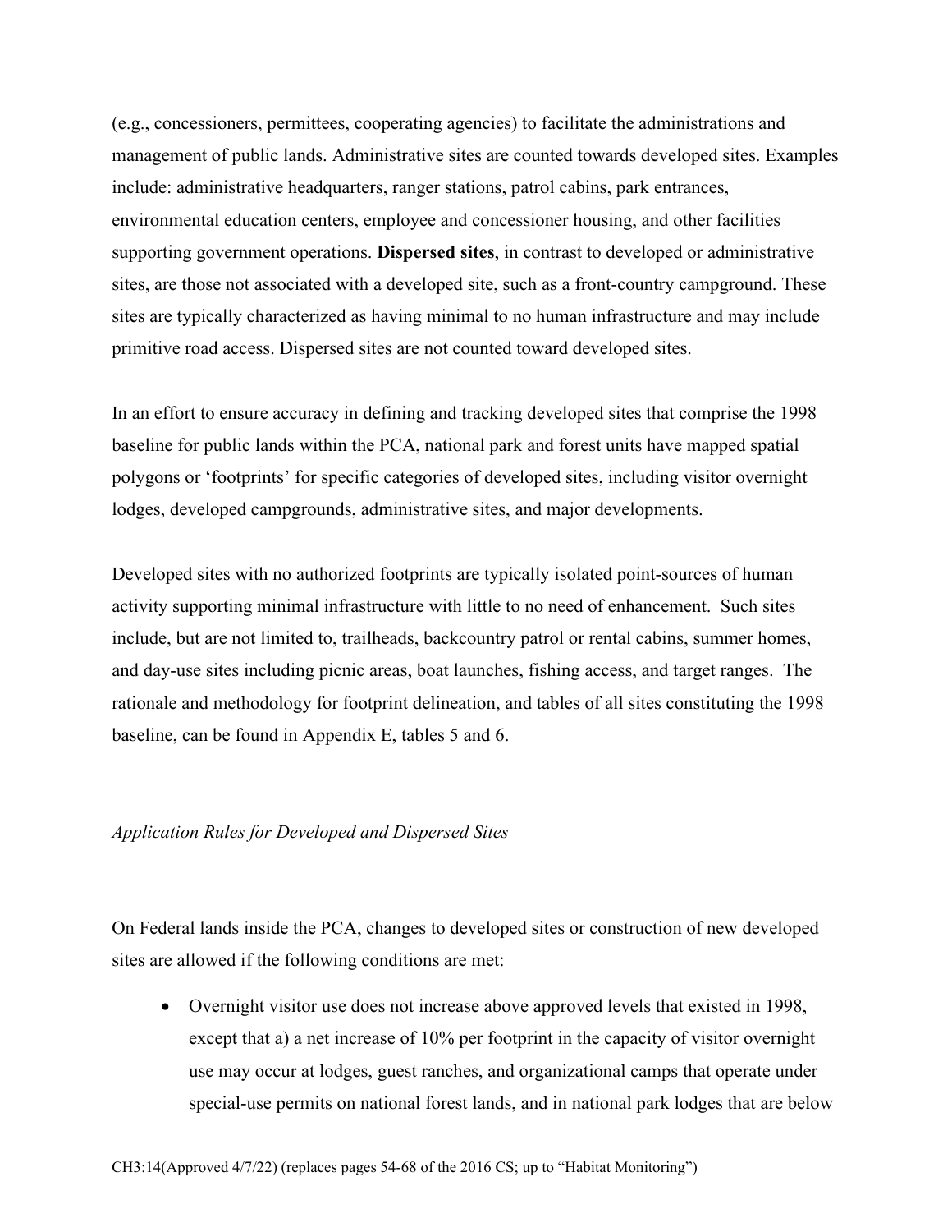(e.g., concessioners, permittees, cooperating agencies) to facilitate the administrations and management of public lands. Administrative sites are counted towards developed sites. Examples include: administrative headquarters, ranger stations, patrol cabins, park entrances, environmental education centers, employee and concessioner housing, and other facilities supporting government operations. **Dispersed sites**, in contrast to developed or administrative sites, are those not associated with a developed site, such as a front-country campground. These sites are typically characterized as having minimal to no human infrastructure and may include primitive road access. Dispersed sites are not counted toward developed sites.

In an effort to ensure accuracy in defining and tracking developed sites that comprise the 1998 baseline for public lands within the PCA, national park and forest units have mapped spatial polygons or 'footprints' for specific categories of developed sites, including visitor overnight lodges, developed campgrounds, administrative sites, and major developments.

Developed sites with no authorized footprints are typically isolated point-sources of human activity supporting minimal infrastructure with little to no need of enhancement. Such sites include, but are not limited to, trailheads, backcountry patrol or rental cabins, summer homes, and day-use sites including picnic areas, boat launches, fishing access, and target ranges. The rationale and methodology for footprint delineation, and tables of all sites constituting the 1998 baseline, can be found in Appendix E, tables 5 and 6.

*Application Rules for Developed and Dispersed Sites*

On Federal lands inside the PCA, changes to developed sites or construction of new developed sites are allowed if the following conditions are met:

- Overnight visitor use does not increase above approved levels that existed in 1998, except that a) a net increase of 10% per footprint in the capacity of visitor overnight use may occur at lodges, guest ranches, and organizational camps that operate under special-use permits on national forest lands, and in national park lodges that are below

CH3:14(Approved 4/7/22) (replaces pages 54-68 of the 2016 CS; up to "Habitat Monitoring")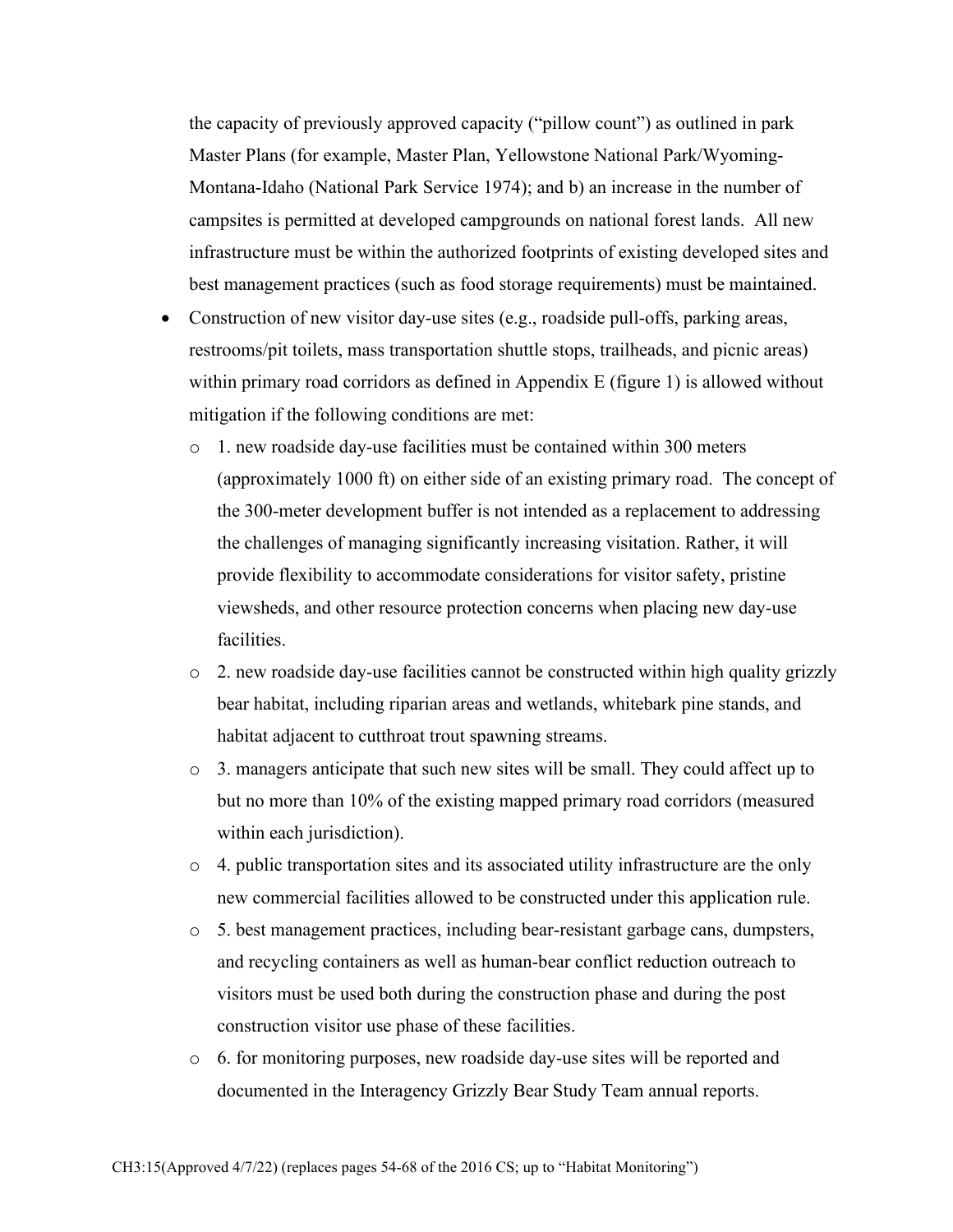the capacity of previously approved capacity ("pillow count") as outlined in park Master Plans (for example, Master Plan, Yellowstone National Park/Wyoming-Montana-Idaho (National Park Service 1974); and b) an increase in the number of campsites is permitted at developed campgrounds on national forest lands. All new infrastructure must be within the authorized footprints of existing developed sites and best management practices (such as food storage requirements) must be maintained.

- Construction of new visitor day-use sites (e.g., roadside pull-offs, parking areas, restrooms/pit toilets, mass transportation shuttle stops, trailheads, and picnic areas) within primary road corridors as defined in Appendix E (figure 1) is allowed without mitigation if the following conditions are met:
  - 1. new roadside day-use facilities must be contained within 300 meters (approximately 1000 ft) on either side of an existing primary road. The concept of the 300-meter development buffer is not intended as a replacement to addressing the challenges of managing significantly increasing visitation. Rather, it will provide flexibility to accommodate considerations for visitor safety, pristine viewsheds, and other resource protection concerns when placing new day-use facilities.
  - 2. new roadside day-use facilities cannot be constructed within high quality grizzly bear habitat, including riparian areas and wetlands, whitebark pine stands, and habitat adjacent to cutthroat trout spawning streams.
  - 3. managers anticipate that such new sites will be small. They could affect up to but no more than 10% of the existing mapped primary road corridors (measured within each jurisdiction).
  - 4. public transportation sites and its associated utility infrastructure are the only new commercial facilities allowed to be constructed under this application rule.
  - 5. best management practices, including bear-resistant garbage cans, dumpsters, and recycling containers as well as human-bear conflict reduction outreach to visitors must be used both during the construction phase and during the post construction visitor use phase of these facilities.
  - 6. for monitoring purposes, new roadside day-use sites will be reported and documented in the Interagency Grizzly Bear Study Team annual reports.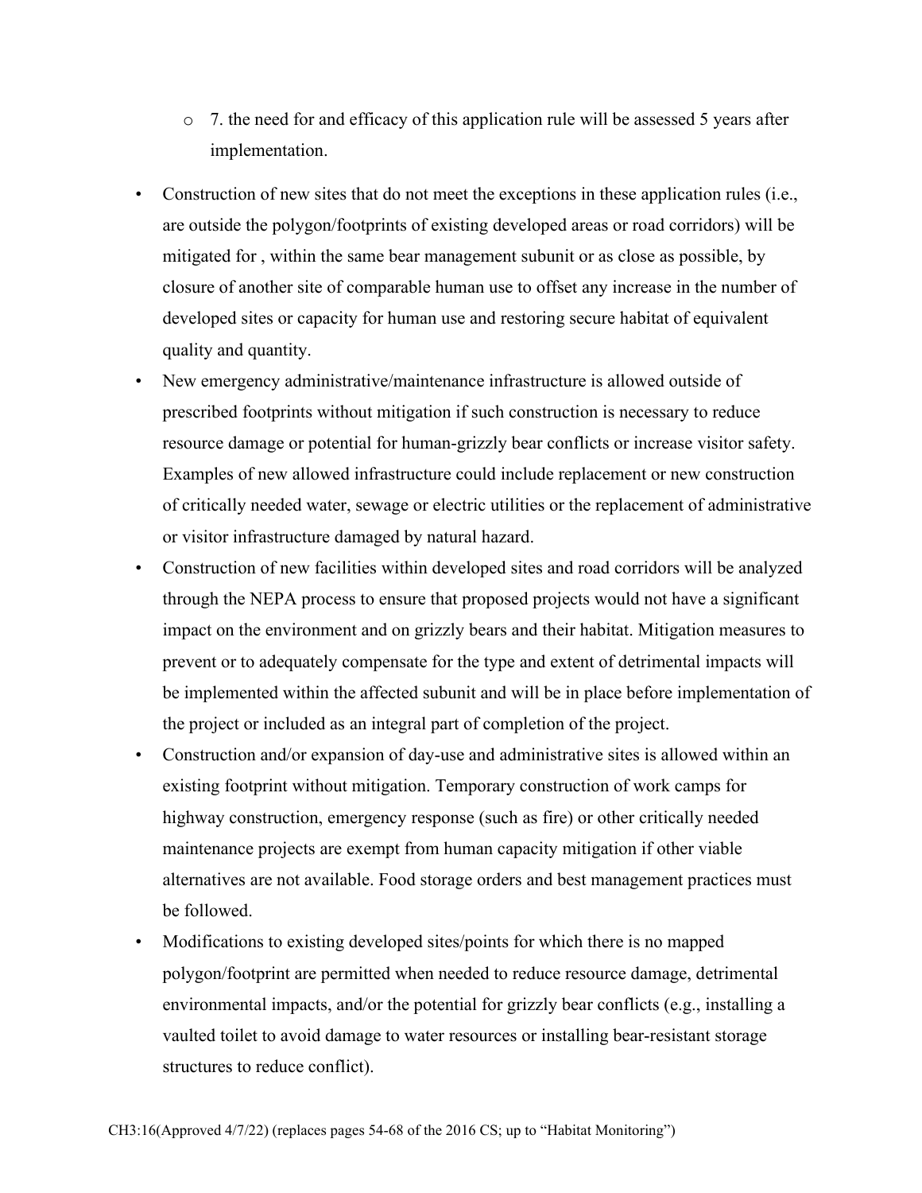- 7. the need for and efficacy of this application rule will be assessed 5 years after implementation.

- Construction of new sites that do not meet the exceptions in these application rules (i.e., are outside the polygon/footprints of existing developed areas or road corridors) will be mitigated for , within the same bear management subunit or as close as possible, by closure of another site of comparable human use to offset any increase in the number of developed sites or capacity for human use and restoring secure habitat of equivalent quality and quantity.
- New emergency administrative/maintenance infrastructure is allowed outside of prescribed footprints without mitigation if such construction is necessary to reduce resource damage or potential for human-grizzly bear conflicts or increase visitor safety. Examples of new allowed infrastructure could include replacement or new construction of critically needed water, sewage or electric utilities or the replacement of administrative or visitor infrastructure damaged by natural hazard.
- Construction of new facilities within developed sites and road corridors will be analyzed through the NEPA process to ensure that proposed projects would not have a significant impact on the environment and on grizzly bears and their habitat. Mitigation measures to prevent or to adequately compensate for the type and extent of detrimental impacts will be implemented within the affected subunit and will be in place before implementation of the project or included as an integral part of completion of the project.
- Construction and/or expansion of day-use and administrative sites is allowed within an existing footprint without mitigation. Temporary construction of work camps for highway construction, emergency response (such as fire) or other critically needed maintenance projects are exempt from human capacity mitigation if other viable alternatives are not available. Food storage orders and best management practices must be followed.
- Modifications to existing developed sites/points for which there is no mapped polygon/footprint are permitted when needed to reduce resource damage, detrimental environmental impacts, and/or the potential for grizzly bear conflicts (e.g., installing a vaulted toilet to avoid damage to water resources or installing bear-resistant storage structures to reduce conflict).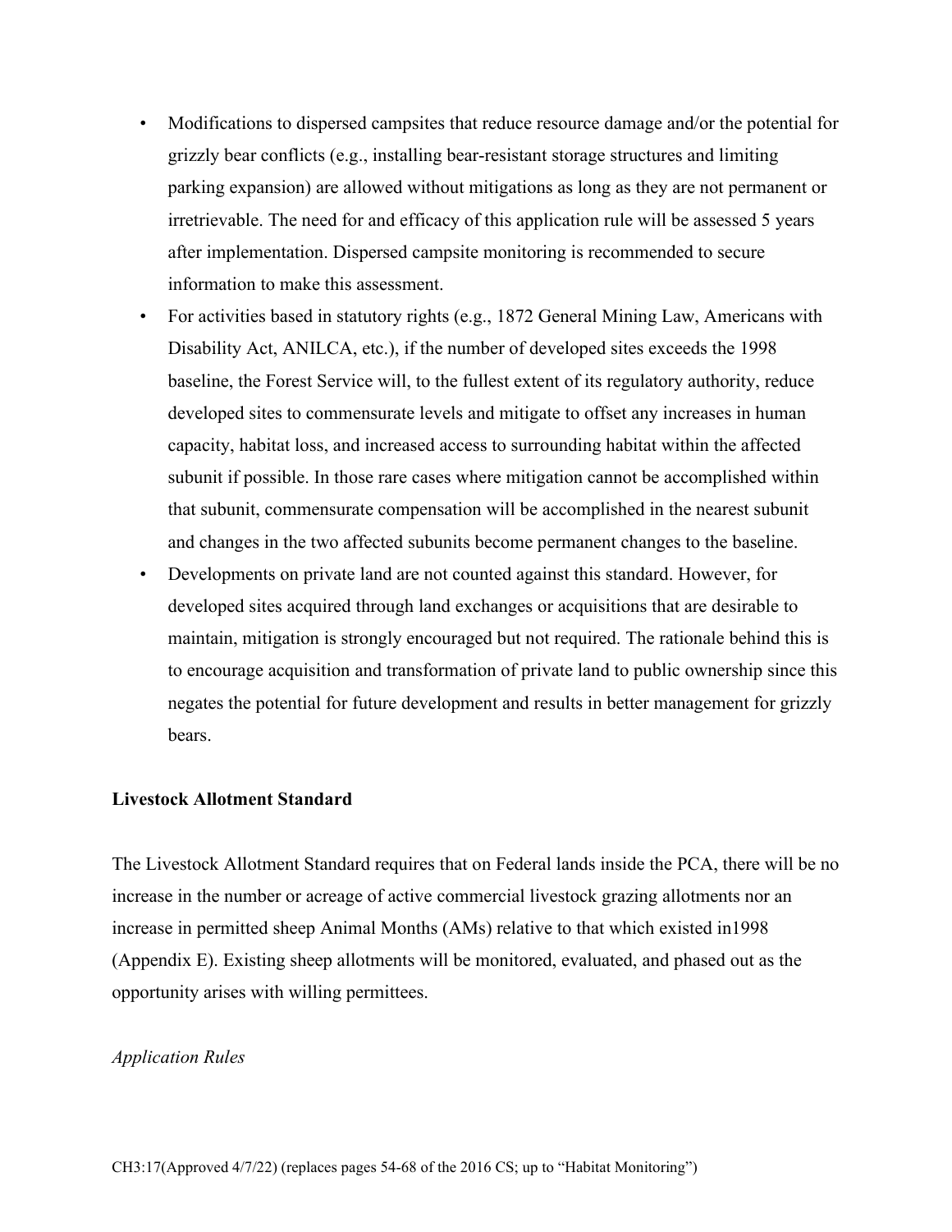- Modifications to dispersed campsites that reduce resource damage and/or the potential for grizzly bear conflicts (e.g., installing bear-resistant storage structures and limiting parking expansion) are allowed without mitigations as long as they are not permanent or irretrievable. The need for and efficacy of this application rule will be assessed 5 years after implementation. Dispersed campsite monitoring is recommended to secure information to make this assessment.
- For activities based in statutory rights (e.g., 1872 General Mining Law, Americans with Disability Act, ANILCA, etc.), if the number of developed sites exceeds the 1998 baseline, the Forest Service will, to the fullest extent of its regulatory authority, reduce developed sites to commensurate levels and mitigate to offset any increases in human capacity, habitat loss, and increased access to surrounding habitat within the affected subunit if possible. In those rare cases where mitigation cannot be accomplished within that subunit, commensurate compensation will be accomplished in the nearest subunit and changes in the two affected subunits become permanent changes to the baseline.
- Developments on private land are not counted against this standard. However, for developed sites acquired through land exchanges or acquisitions that are desirable to maintain, mitigation is strongly encouraged but not required. The rationale behind this is to encourage acquisition and transformation of private land to public ownership since this negates the potential for future development and results in better management for grizzly bears.

**Livestock Allotment Standard**

The Livestock Allotment Standard requires that on Federal lands inside the PCA, there will be no increase in the number or acreage of active commercial livestock grazing allotments nor an increase in permitted sheep Animal Months (AMs) relative to that which existed in1998 (Appendix E). Existing sheep allotments will be monitored, evaluated, and phased out as the opportunity arises with willing permittees.

*Application Rules*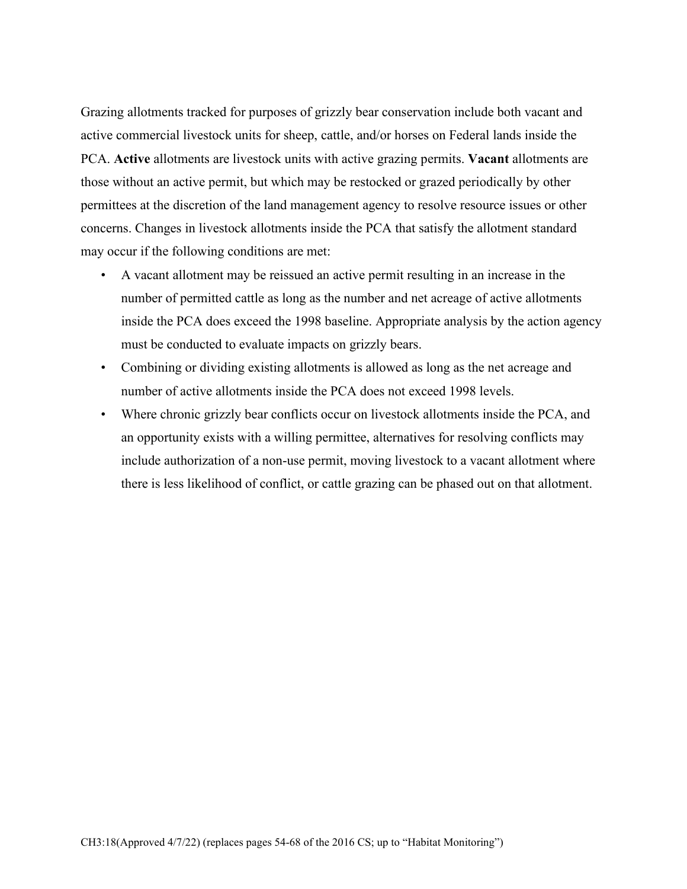Grazing allotments tracked for purposes of grizzly bear conservation include both vacant and active commercial livestock units for sheep, cattle, and/or horses on Federal lands inside the PCA. **Active** allotments are livestock units with active grazing permits. **Vacant** allotments are those without an active permit, but which may be restocked or grazed periodically by other permittees at the discretion of the land management agency to resolve resource issues or other concerns. Changes in livestock allotments inside the PCA that satisfy the allotment standard may occur if the following conditions are met:

- A vacant allotment may be reissued an active permit resulting in an increase in the number of permitted cattle as long as the number and net acreage of active allotments inside the PCA does exceed the 1998 baseline. Appropriate analysis by the action agency must be conducted to evaluate impacts on grizzly bears.
- Combining or dividing existing allotments is allowed as long as the net acreage and number of active allotments inside the PCA does not exceed 1998 levels.
- Where chronic grizzly bear conflicts occur on livestock allotments inside the PCA, and an opportunity exists with a willing permittee, alternatives for resolving conflicts may include authorization of a non-use permit, moving livestock to a vacant allotment where there is less likelihood of conflict, or cattle grazing can be phased out on that allotment.